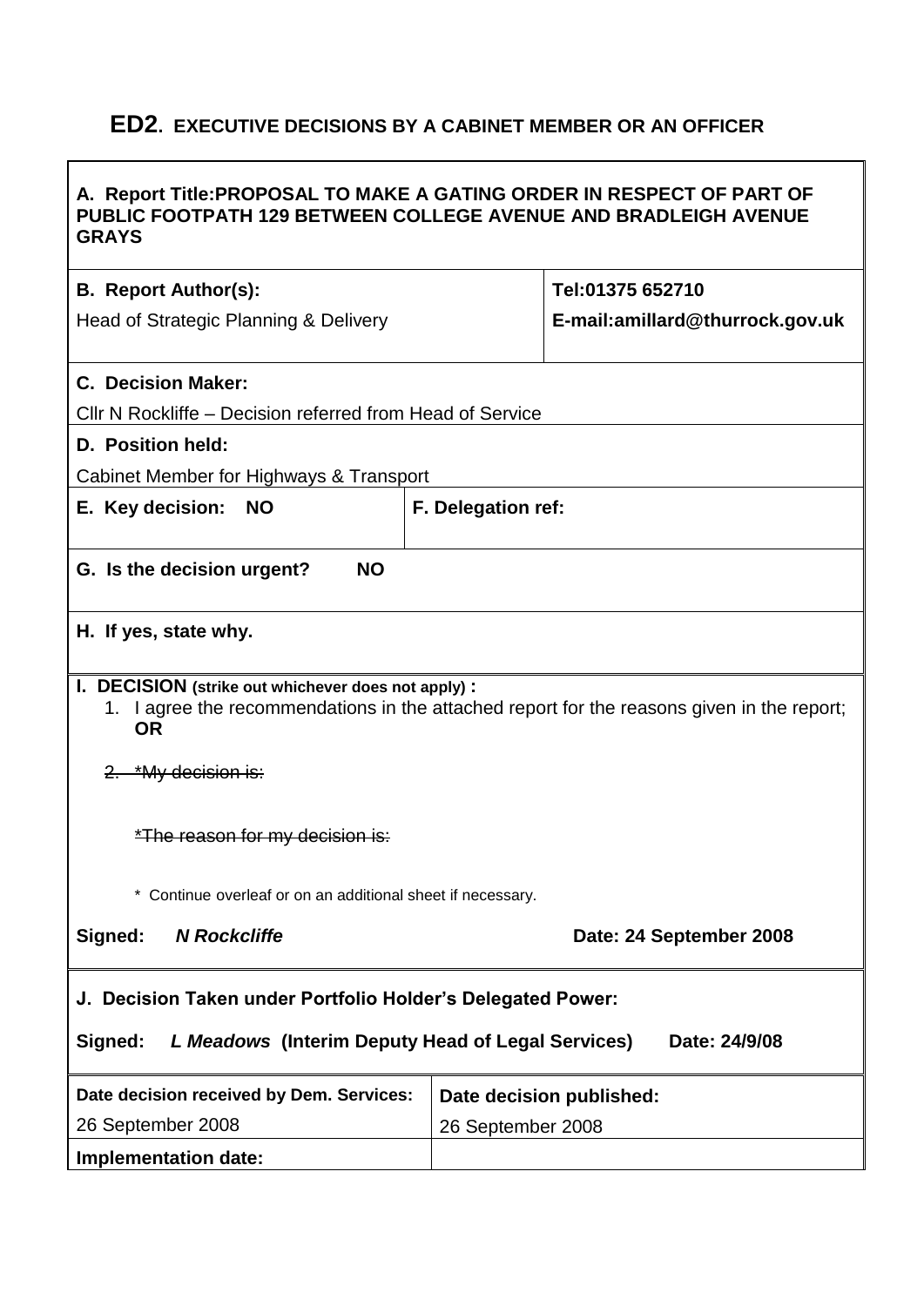# ED2. EXECUTIVE DECISIONS BY A CABINET MEMBER OR AN OFFICER

**A. Report Title:PROPOSAL TO MAKE A GATING ORDER IN RESPECT OF PART OF PUBLIC FOOTPATH 129 BETWEEN COLLEGE AVENUE AND BRADLEIGH AVENUE GRAYS**

| **B. Report Author(s):** | **Tel:01375 652710** |
|---|---|
| Head of Strategic Planning & Delivery | **E-mail:amillard@thurrock.gov.uk** |

**C. Decision Maker:**

Cllr N Rockliffe – Decision referred from Head of Service

**D. Position held:**

Cabinet Member for Highways & Transport

| **E. Key decision: NO** | **F. Delegation ref:** |
|---|---|

**G. Is the decision urgent? NO**

**H. If yes, state why.**

**I. DECISION (strike out whichever does not apply) :**

1. I agree the recommendations in the attached report for the reasons given in the report; **OR**

2. ~~*My decision is:~~

   ~~*The reason for my decision is:~~

   \* Continue overleaf or on an additional sheet if necessary.

**Signed:** ***N Rockcliffe*** **Date: 24 September 2008**

**J. Decision Taken under Portfolio Holder's Delegated Power:**

**Signed:** ***L Meadows*** **(Interim Deputy Head of Legal Services) Date: 24/9/08**

| **Date decision received by Dem. Services:** | **Date decision published:** |
|---|---|
| 26 September 2008 | 26 September 2008 |
| **Implementation date:** | |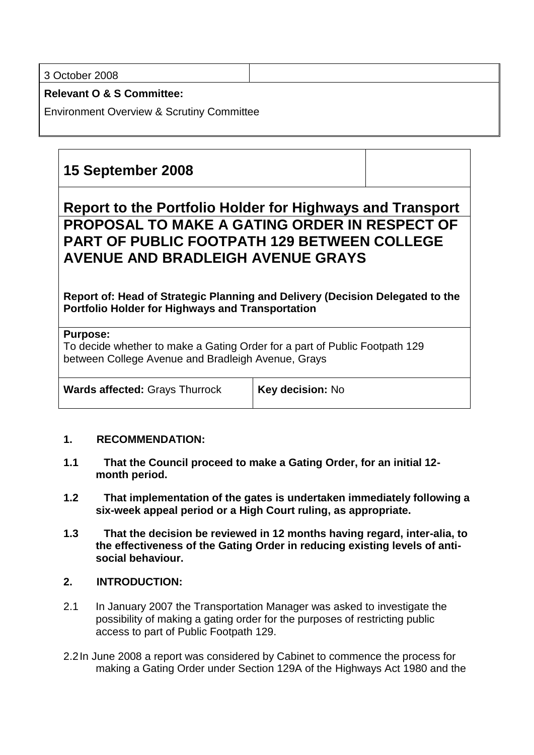| 3 October 2008 | |
|---|---|
| **Relevant O & S Committee:** | |
| Environment Overview & Scrutiny Committee | |

| **15 September 2008** | |
|---|---|

## Report to the Portfolio Holder for Highways and Transport

# PROPOSAL TO MAKE A GATING ORDER IN RESPECT OF PART OF PUBLIC FOOTPATH 129 BETWEEN COLLEGE AVENUE AND BRADLEIGH AVENUE GRAYS

**Report of: Head of Strategic Planning and Delivery (Decision Delegated to the Portfolio Holder for Highways and Transportation**

**Purpose:**
To decide whether to make a Gating Order for a part of Public Footpath 129 between College Avenue and Bradleigh Avenue, Grays

| **Wards affected:** Grays Thurrock | **Key decision:** No |
|---|---|

## 1. RECOMMENDATION:

**1.1 That the Council proceed to make a Gating Order, for an initial 12-month period.**

**1.2 That implementation of the gates is undertaken immediately following a six-week appeal period or a High Court ruling, as appropriate.**

**1.3 That the decision be reviewed in 12 months having regard, inter-alia, to the effectiveness of the Gating Order in reducing existing levels of anti-social behaviour.**

## 2. INTRODUCTION:

2.1 In January 2007 the Transportation Manager was asked to investigate the possibility of making a gating order for the purposes of restricting public access to part of Public Footpath 129.

2.2 In June 2008 a report was considered by Cabinet to commence the process for making a Gating Order under Section 129A of the Highways Act 1980 and the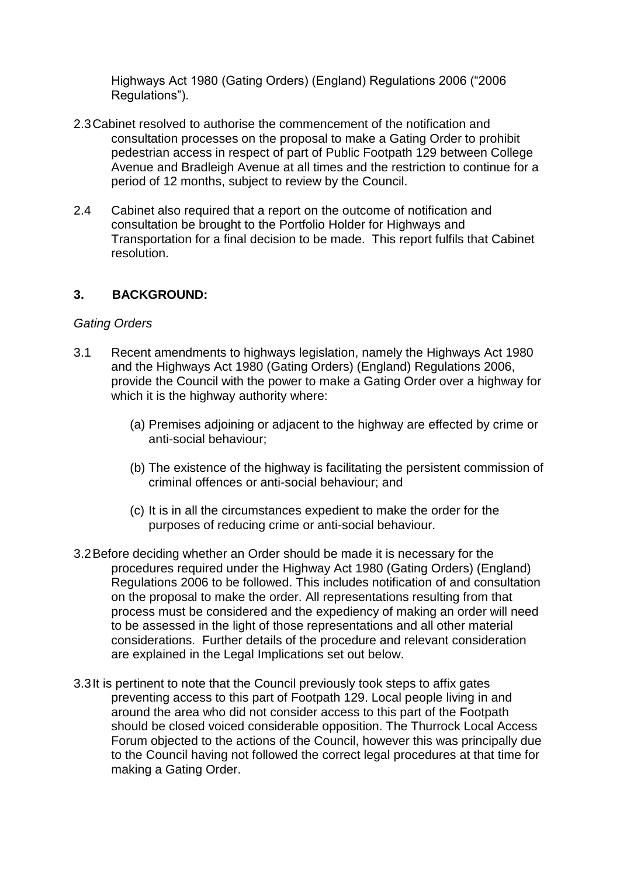Highways Act 1980 (Gating Orders) (England) Regulations 2006 ("2006 Regulations").

2.3 Cabinet resolved to authorise the commencement of the notification and consultation processes on the proposal to make a Gating Order to prohibit pedestrian access in respect of part of Public Footpath 129 between College Avenue and Bradleigh Avenue at all times and the restriction to continue for a period of 12 months, subject to review by the Council.

2.4 Cabinet also required that a report on the outcome of notification and consultation be brought to the Portfolio Holder for Highways and Transportation for a final decision to be made. This report fulfils that Cabinet resolution.

## 3. BACKGROUND:

*Gating Orders*

3.1 Recent amendments to highways legislation, namely the Highways Act 1980 and the Highways Act 1980 (Gating Orders) (England) Regulations 2006, provide the Council with the power to make a Gating Order over a highway for which it is the highway authority where:

(a) Premises adjoining or adjacent to the highway are effected by crime or anti-social behaviour;

(b) The existence of the highway is facilitating the persistent commission of criminal offences or anti-social behaviour; and

(c) It is in all the circumstances expedient to make the order for the purposes of reducing crime or anti-social behaviour.

3.2 Before deciding whether an Order should be made it is necessary for the procedures required under the Highway Act 1980 (Gating Orders) (England) Regulations 2006 to be followed. This includes notification of and consultation on the proposal to make the order. All representations resulting from that process must be considered and the expediency of making an order will need to be assessed in the light of those representations and all other material considerations. Further details of the procedure and relevant consideration are explained in the Legal Implications set out below.

3.3 It is pertinent to note that the Council previously took steps to affix gates preventing access to this part of Footpath 129. Local people living in and around the area who did not consider access to this part of the Footpath should be closed voiced considerable opposition. The Thurrock Local Access Forum objected to the actions of the Council, however this was principally due to the Council having not followed the correct legal procedures at that time for making a Gating Order.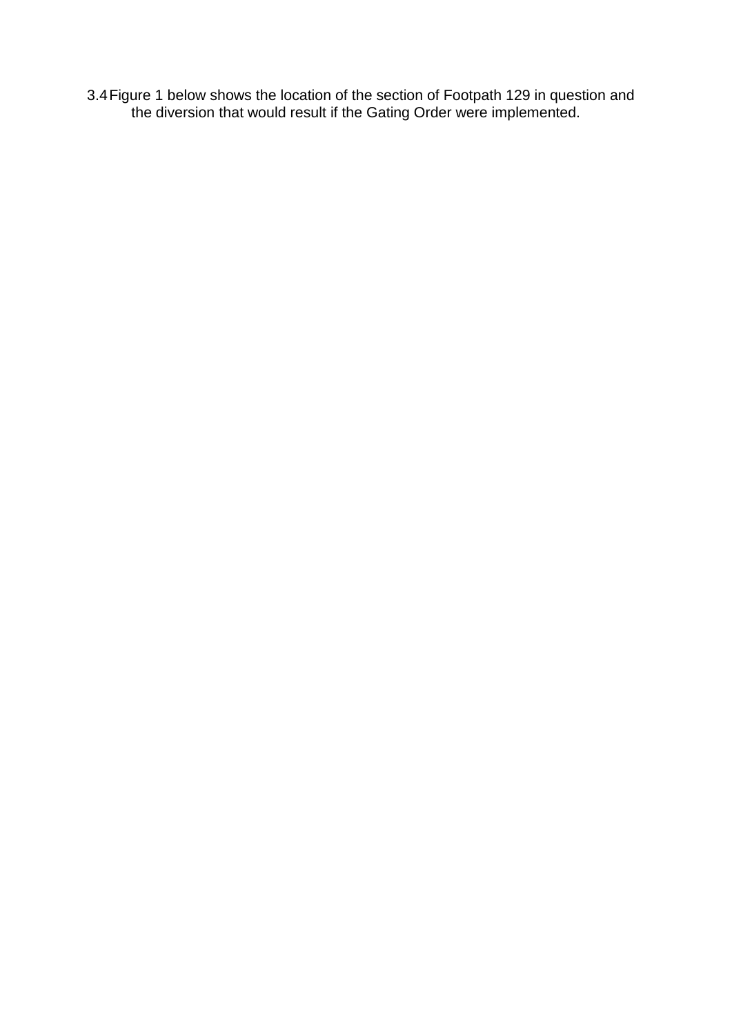3.4 Figure 1 below shows the location of the section of Footpath 129 in question and the diversion that would result if the Gating Order were implemented.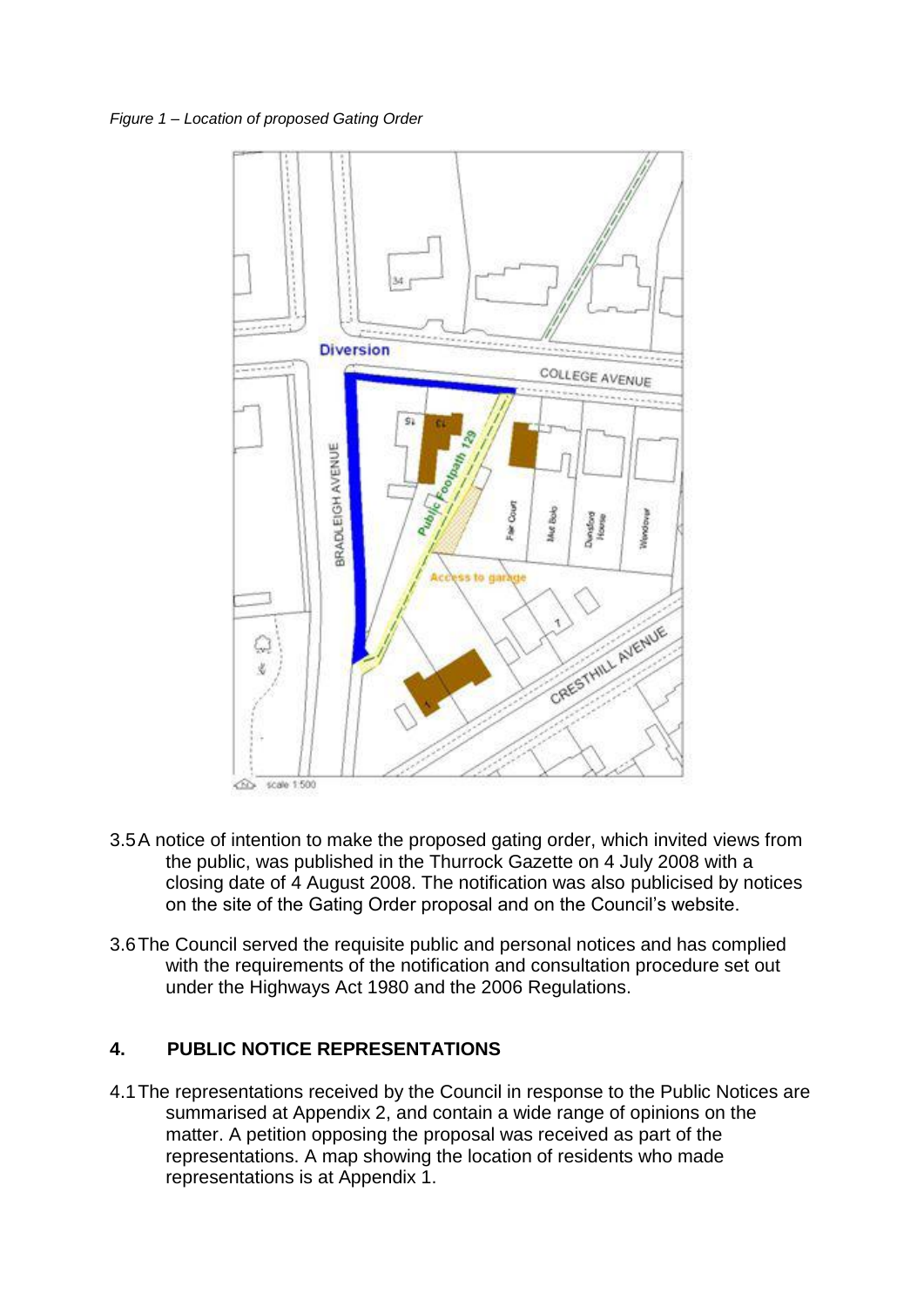*Figure 1 – Location of proposed Gating Order*

3.5 A notice of intention to make the proposed gating order, which invited views from the public, was published in the Thurrock Gazette on 4 July 2008 with a closing date of 4 August 2008. The notification was also publicised by notices on the site of the Gating Order proposal and on the Council's website.

3.6 The Council served the requisite public and personal notices and has complied with the requirements of the notification and consultation procedure set out under the Highways Act 1980 and the 2006 Regulations.

## 4. PUBLIC NOTICE REPRESENTATIONS

4.1 The representations received by the Council in response to the Public Notices are summarised at Appendix 2, and contain a wide range of opinions on the matter. A petition opposing the proposal was received as part of the representations. A map showing the location of residents who made representations is at Appendix 1.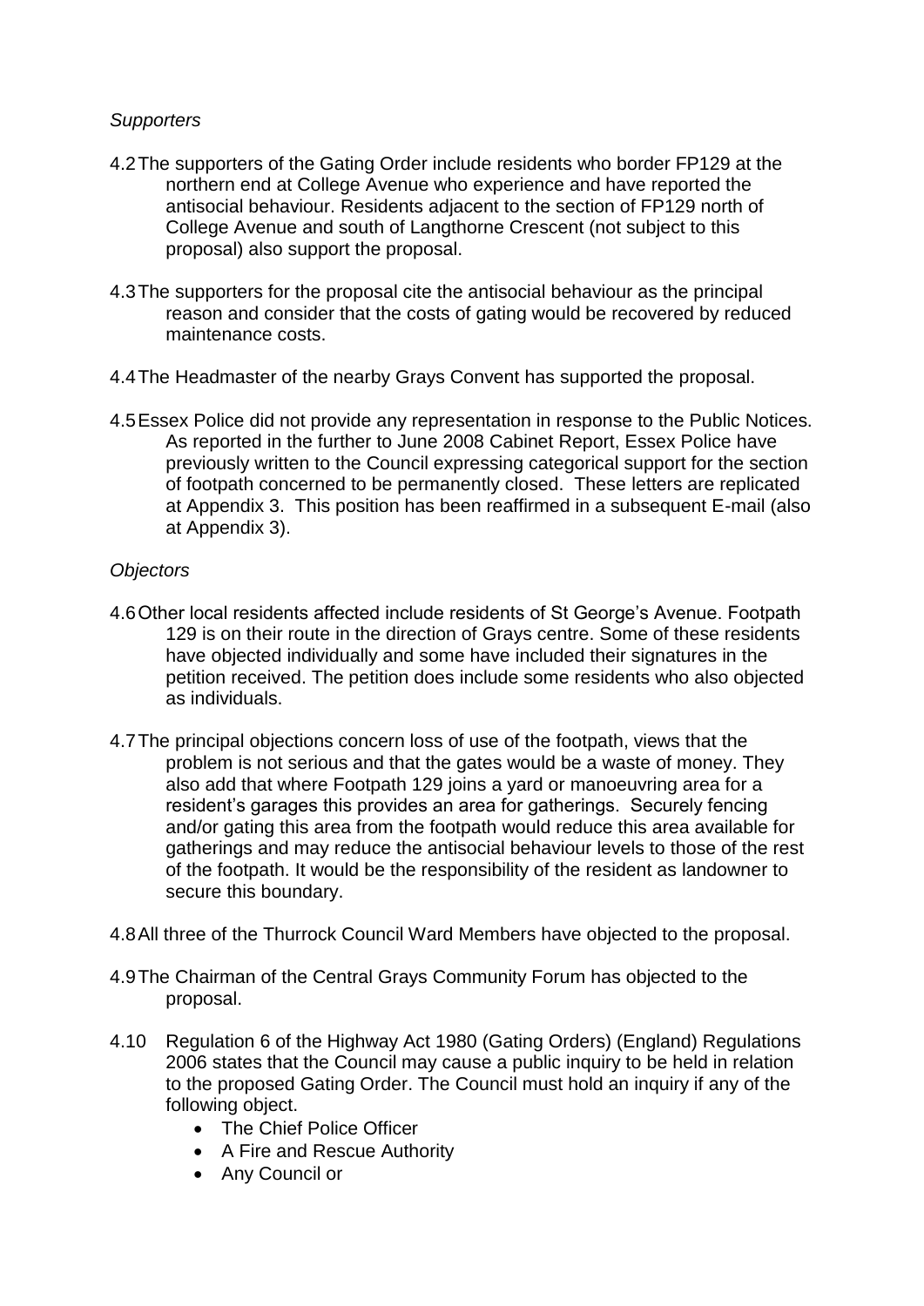*Supporters*

4.2 The supporters of the Gating Order include residents who border FP129 at the northern end at College Avenue who experience and have reported the antisocial behaviour. Residents adjacent to the section of FP129 north of College Avenue and south of Langthorne Crescent (not subject to this proposal) also support the proposal.

4.3 The supporters for the proposal cite the antisocial behaviour as the principal reason and consider that the costs of gating would be recovered by reduced maintenance costs.

4.4 The Headmaster of the nearby Grays Convent has supported the proposal.

4.5 Essex Police did not provide any representation in response to the Public Notices. As reported in the further to June 2008 Cabinet Report, Essex Police have previously written to the Council expressing categorical support for the section of footpath concerned to be permanently closed. These letters are replicated at Appendix 3. This position has been reaffirmed in a subsequent E-mail (also at Appendix 3).

*Objectors*

4.6 Other local residents affected include residents of St George's Avenue. Footpath 129 is on their route in the direction of Grays centre. Some of these residents have objected individually and some have included their signatures in the petition received. The petition does include some residents who also objected as individuals.

4.7 The principal objections concern loss of use of the footpath, views that the problem is not serious and that the gates would be a waste of money. They also add that where Footpath 129 joins a yard or manoeuvring area for a resident's garages this provides an area for gatherings. Securely fencing and/or gating this area from the footpath would reduce this area available for gatherings and may reduce the antisocial behaviour levels to those of the rest of the footpath. It would be the responsibility of the resident as landowner to secure this boundary.

4.8 All three of the Thurrock Council Ward Members have objected to the proposal.

4.9 The Chairman of the Central Grays Community Forum has objected to the proposal.

4.10 Regulation 6 of the Highway Act 1980 (Gating Orders) (England) Regulations 2006 states that the Council may cause a public inquiry to be held in relation to the proposed Gating Order. The Council must hold an inquiry if any of the following object.

- The Chief Police Officer
- A Fire and Rescue Authority
- Any Council or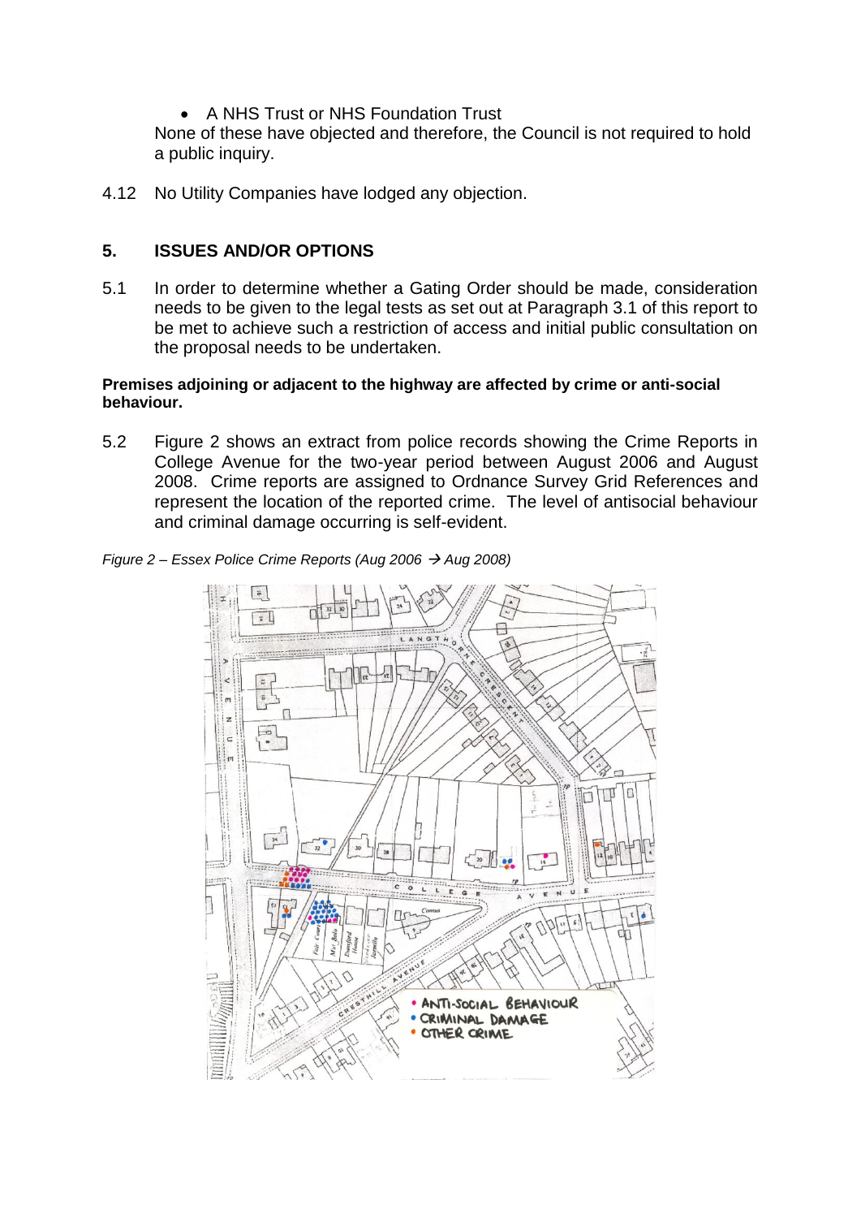- A NHS Trust or NHS Foundation Trust

None of these have objected and therefore, the Council is not required to hold a public inquiry.

4.12 No Utility Companies have lodged any objection.

## 5. ISSUES AND/OR OPTIONS

5.1 In order to determine whether a Gating Order should be made, consideration needs to be given to the legal tests as set out at Paragraph 3.1 of this report to be met to achieve such a restriction of access and initial public consultation on the proposal needs to be undertaken.

**Premises adjoining or adjacent to the highway are affected by crime or anti-social behaviour.**

5.2 Figure 2 shows an extract from police records showing the Crime Reports in College Avenue for the two-year period between August 2006 and August 2008. Crime reports are assigned to Ordnance Survey Grid References and represent the location of the reported crime. The level of antisocial behaviour and criminal damage occurring is self-evident.

*Figure 2 – Essex Police Crime Reports (Aug 2006 → Aug 2008)*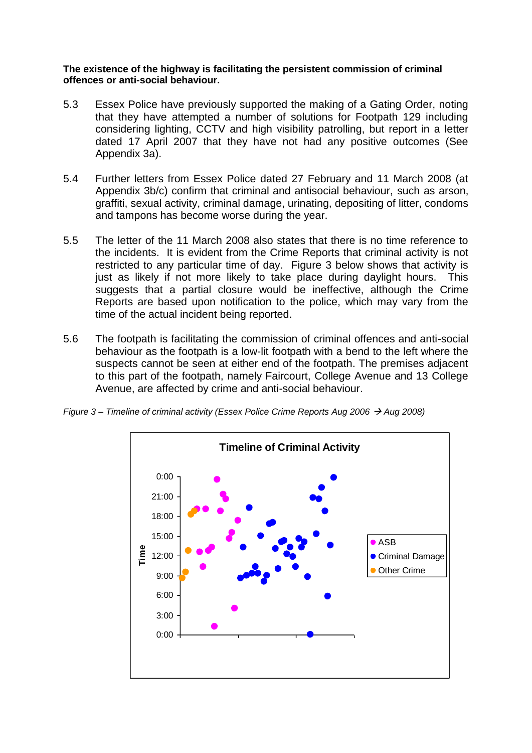**The existence of the highway is facilitating the persistent commission of criminal offences or anti-social behaviour.**

5.3 Essex Police have previously supported the making of a Gating Order, noting that they have attempted a number of solutions for Footpath 129 including considering lighting, CCTV and high visibility patrolling, but report in a letter dated 17 April 2007 that they have not had any positive outcomes (See Appendix 3a).

5.4 Further letters from Essex Police dated 27 February and 11 March 2008 (at Appendix 3b/c) confirm that criminal and antisocial behaviour, such as arson, graffiti, sexual activity, criminal damage, urinating, depositing of litter, condoms and tampons has become worse during the year.

5.5 The letter of the 11 March 2008 also states that there is no time reference to the incidents. It is evident from the Crime Reports that criminal activity is not restricted to any particular time of day. Figure 3 below shows that activity is just as likely if not more likely to take place during daylight hours. This suggests that a partial closure would be ineffective, although the Crime Reports are based upon notification to the police, which may vary from the time of the actual incident being reported.

5.6 The footpath is facilitating the commission of criminal offences and anti-social behaviour as the footpath is a low-lit footpath with a bend to the left where the suspects cannot be seen at either end of the footpath. The premises adjacent to this part of the footpath, namely Faircourt, College Avenue and 13 College Avenue, are affected by crime and anti-social behaviour.

*Figure 3 – Timeline of criminal activity (Essex Police Crime Reports Aug 2006 → Aug 2008)*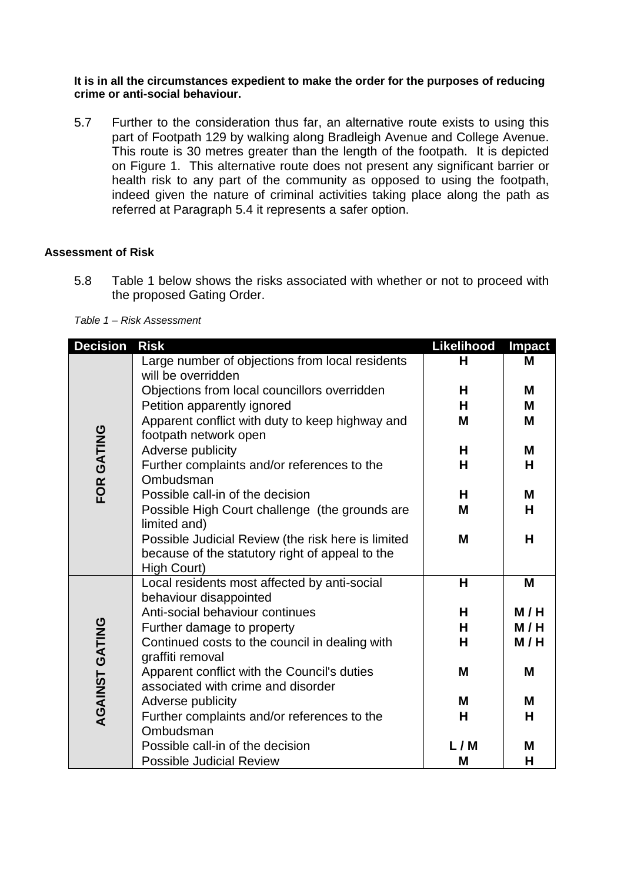**It is in all the circumstances expedient to make the order for the purposes of reducing crime or anti-social behaviour.**

5.7 Further to the consideration thus far, an alternative route exists to using this part of Footpath 129 by walking along Bradleigh Avenue and College Avenue. This route is 30 metres greater than the length of the footpath. It is depicted on Figure 1. This alternative route does not present any significant barrier or health risk to any part of the community as opposed to using the footpath, indeed given the nature of criminal activities taking place along the path as referred at Paragraph 5.4 it represents a safer option.

**Assessment of Risk**

5.8 Table 1 below shows the risks associated with whether or not to proceed with the proposed Gating Order.

*Table 1 – Risk Assessment*

| Decision | Risk | Likelihood | Impact |
|---|---|---|---|
| **FOR GATING** | Large number of objections from local residents will be overridden | **H** | **M** |
| | Objections from local councillors overridden | **H** | **M** |
| | Petition apparently ignored | **H** | **M** |
| | Apparent conflict with duty to keep highway and footpath network open | **M** | **M** |
| | Adverse publicity | **H** | **M** |
| | Further complaints and/or references to the Ombudsman | **H** | **H** |
| | Possible call-in of the decision | **H** | **M** |
| | Possible High Court challenge (the grounds are limited and) | **M** | **H** |
| | Possible Judicial Review (the risk here is limited because of the statutory right of appeal to the High Court) | **M** | **H** |
| **AGAINST GATING** | Local residents most affected by anti-social behaviour disappointed | **H** | **M** |
| | Anti-social behaviour continues | **H** | **M / H** |
| | Further damage to property | **H** | **M / H** |
| | Continued costs to the council in dealing with graffiti removal | **H** | **M / H** |
| | Apparent conflict with the Council's duties associated with crime and disorder | **M** | **M** |
| | Adverse publicity | **M** | **M** |
| | Further complaints and/or references to the Ombudsman | **H** | **H** |
| | Possible call-in of the decision | **L / M** | **M** |
| | Possible Judicial Review | **M** | **H** |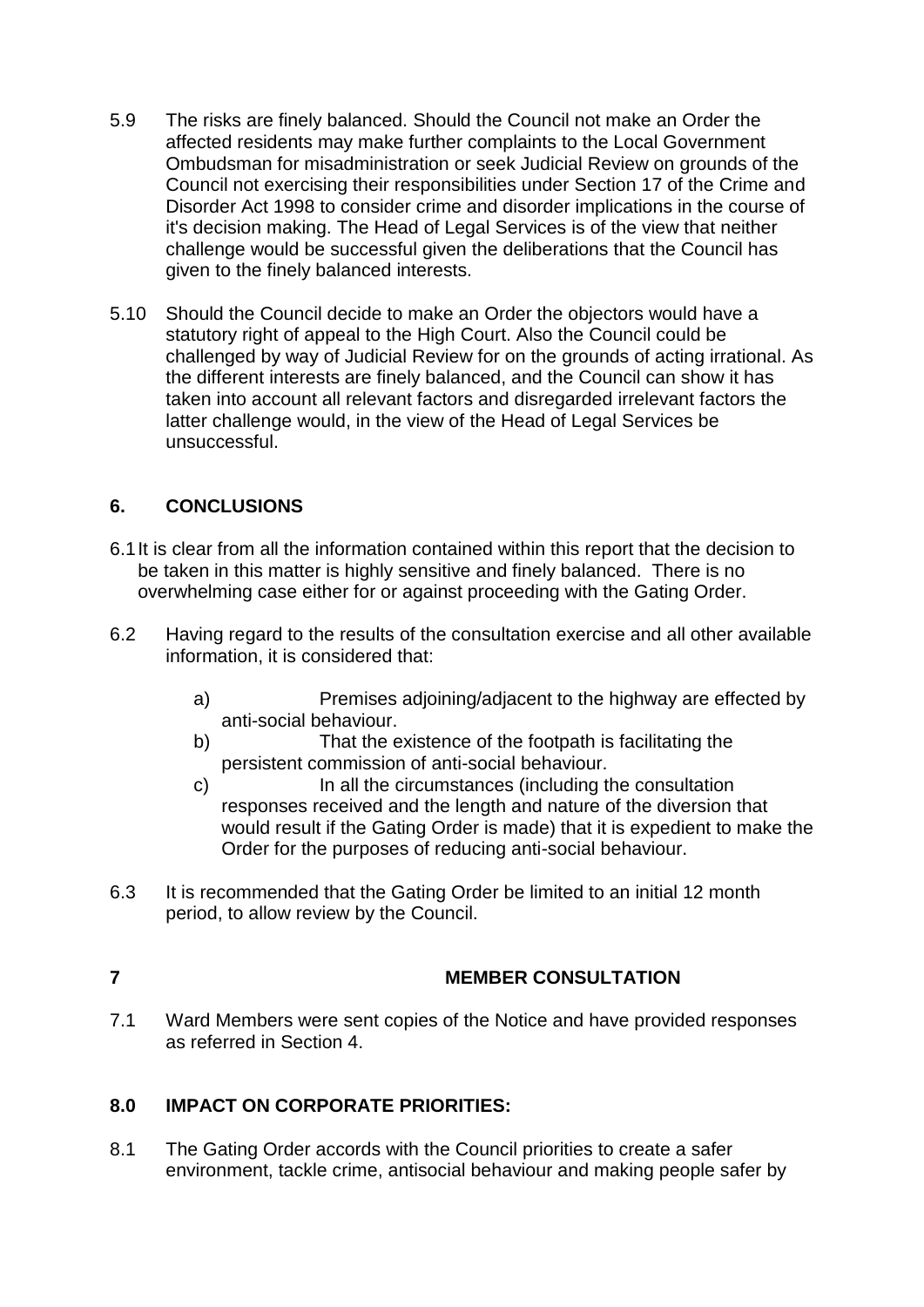5.9 The risks are finely balanced. Should the Council not make an Order the affected residents may make further complaints to the Local Government Ombudsman for misadministration or seek Judicial Review on grounds of the Council not exercising their responsibilities under Section 17 of the Crime and Disorder Act 1998 to consider crime and disorder implications in the course of it's decision making. The Head of Legal Services is of the view that neither challenge would be successful given the deliberations that the Council has given to the finely balanced interests.

5.10 Should the Council decide to make an Order the objectors would have a statutory right of appeal to the High Court. Also the Council could be challenged by way of Judicial Review for on the grounds of acting irrational. As the different interests are finely balanced, and the Council can show it has taken into account all relevant factors and disregarded irrelevant factors the latter challenge would, in the view of the Head of Legal Services be unsuccessful.

## 6. CONCLUSIONS

6.1 It is clear from all the information contained within this report that the decision to be taken in this matter is highly sensitive and finely balanced. There is no overwhelming case either for or against proceeding with the Gating Order.

6.2 Having regard to the results of the consultation exercise and all other available information, it is considered that:

a) Premises adjoining/adjacent to the highway are effected by anti-social behaviour.

b) That the existence of the footpath is facilitating the persistent commission of anti-social behaviour.

c) In all the circumstances (including the consultation responses received and the length and nature of the diversion that would result if the Gating Order is made) that it is expedient to make the Order for the purposes of reducing anti-social behaviour.

6.3 It is recommended that the Gating Order be limited to an initial 12 month period, to allow review by the Council.

## 7 MEMBER CONSULTATION

7.1 Ward Members were sent copies of the Notice and have provided responses as referred in Section 4.

## 8.0 IMPACT ON CORPORATE PRIORITIES:

8.1 The Gating Order accords with the Council priorities to create a safer environment, tackle crime, antisocial behaviour and making people safer by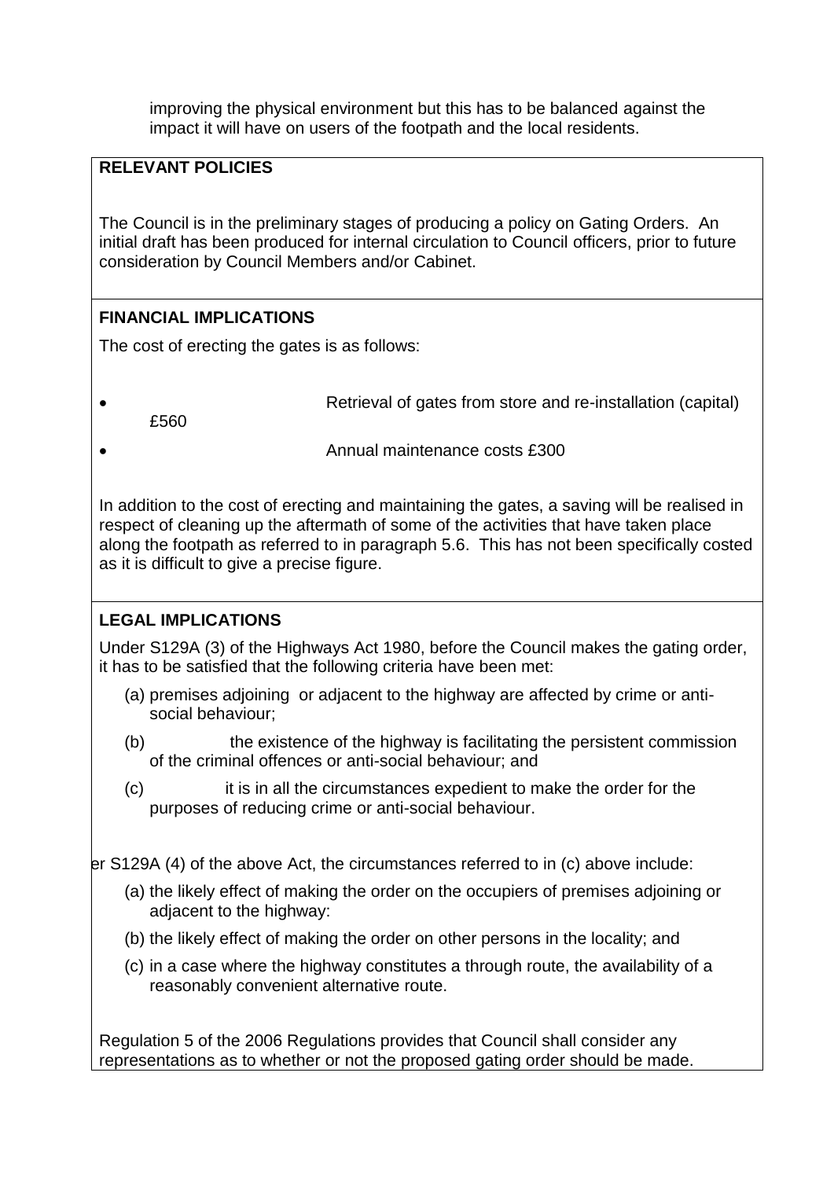improving the physical environment but this has to be balanced against the impact it will have on users of the footpath and the local residents.

## RELEVANT POLICIES

The Council is in the preliminary stages of producing a policy on Gating Orders. An initial draft has been produced for internal circulation to Council officers, prior to future consideration by Council Members and/or Cabinet.

## FINANCIAL IMPLICATIONS

The cost of erecting the gates is as follows:

- Retrieval of gates from store and re-installation (capital) £560
- Annual maintenance costs £300

In addition to the cost of erecting and maintaining the gates, a saving will be realised in respect of cleaning up the aftermath of some of the activities that have taken place along the footpath as referred to in paragraph 5.6. This has not been specifically costed as it is difficult to give a precise figure.

## LEGAL IMPLICATIONS

Under S129A (3) of the Highways Act 1980, before the Council makes the gating order, it has to be satisfied that the following criteria have been met:

(a) premises adjoining or adjacent to the highway are affected by crime or anti-social behaviour;

(b) the existence of the highway is facilitating the persistent commission of the criminal offences or anti-social behaviour; and

(c) it is in all the circumstances expedient to make the order for the purposes of reducing crime or anti-social behaviour.

er S129A (4) of the above Act, the circumstances referred to in (c) above include:

(a) the likely effect of making the order on the occupiers of premises adjoining or adjacent to the highway:

(b) the likely effect of making the order on other persons in the locality; and

(c) in a case where the highway constitutes a through route, the availability of a reasonably convenient alternative route.

Regulation 5 of the 2006 Regulations provides that Council shall consider any representations as to whether or not the proposed gating order should be made.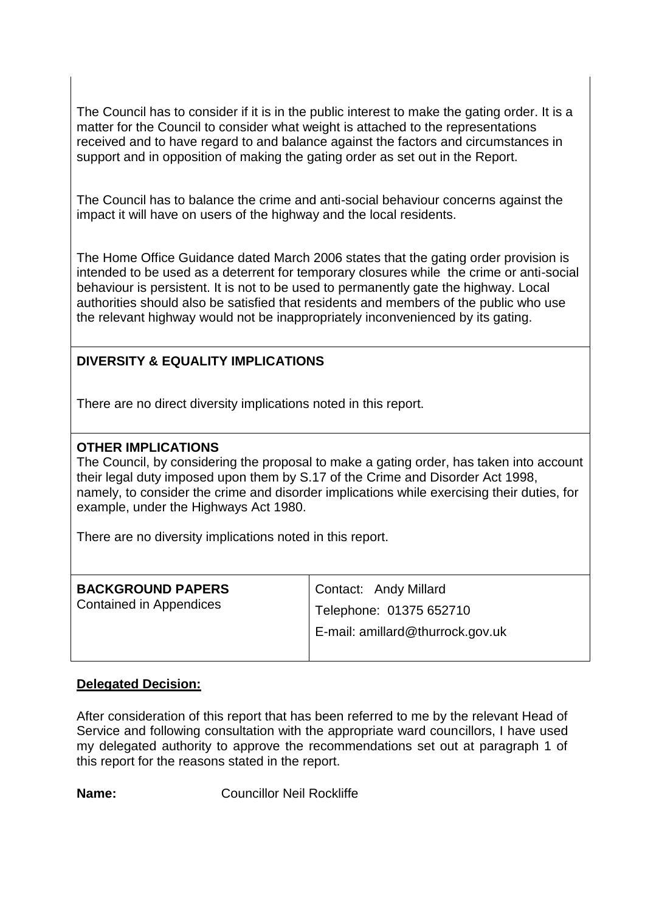The Council has to consider if it is in the public interest to make the gating order. It is a matter for the Council to consider what weight is attached to the representations received and to have regard to and balance against the factors and circumstances in support and in opposition of making the gating order as set out in the Report.

The Council has to balance the crime and anti-social behaviour concerns against the impact it will have on users of the highway and the local residents.

The Home Office Guidance dated March 2006 states that the gating order provision is intended to be used as a deterrent for temporary closures while the crime or anti-social behaviour is persistent. It is not to be used to permanently gate the highway. Local authorities should also be satisfied that residents and members of the public who use the relevant highway would not be inappropriately inconvenienced by its gating.

**DIVERSITY & EQUALITY IMPLICATIONS**

There are no direct diversity implications noted in this report.

**OTHER IMPLICATIONS**

The Council, by considering the proposal to make a gating order, has taken into account their legal duty imposed upon them by S.17 of the Crime and Disorder Act 1998, namely, to consider the crime and disorder implications while exercising their duties, for example, under the Highways Act 1980.

There are no diversity implications noted in this report.

| **BACKGROUND PAPERS** Contained in Appendices | Contact: Andy Millard Telephone: 01375 652710 E-mail: amillard@thurrock.gov.uk |
|---|---|

**Delegated Decision:**

After consideration of this report that has been referred to me by the relevant Head of Service and following consultation with the appropriate ward councillors, I have used my delegated authority to approve the recommendations set out at paragraph 1 of this report for the reasons stated in the report.

**Name:** Councillor Neil Rockliffe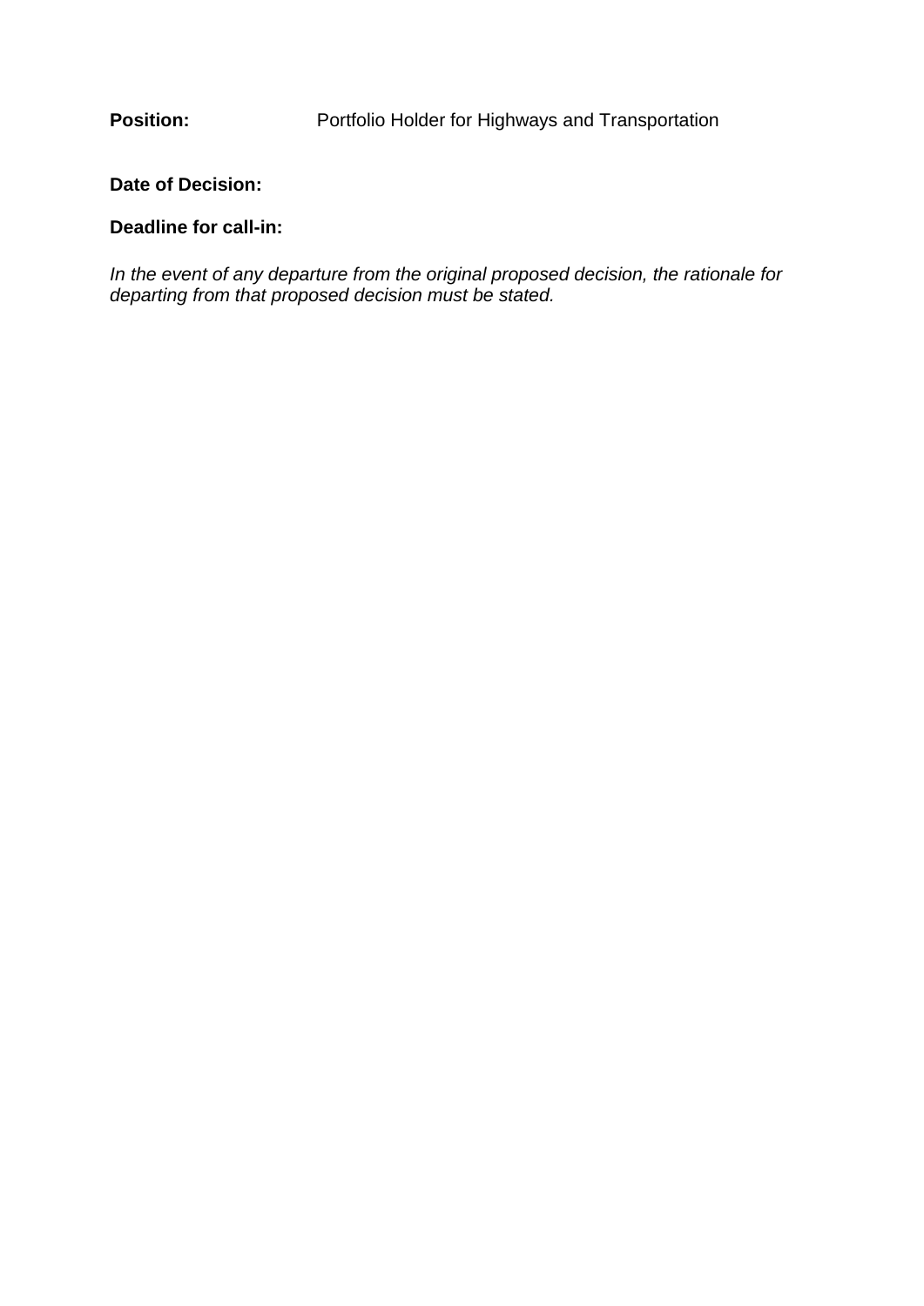**Position:** Portfolio Holder for Highways and Transportation

**Date of Decision:**

**Deadline for call-in:**

*In the event of any departure from the original proposed decision, the rationale for departing from that proposed decision must be stated.*